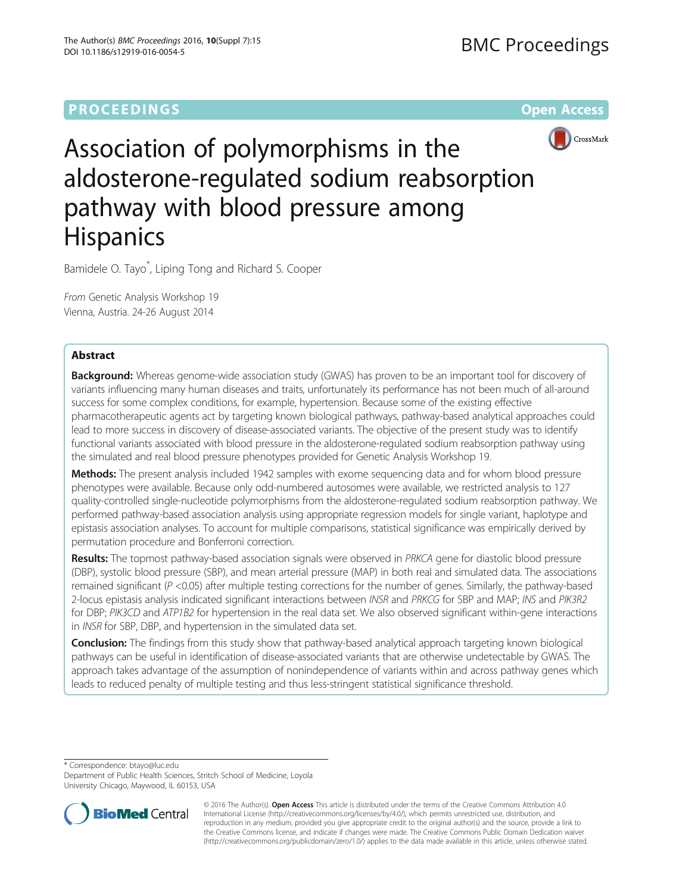PROCEEDINGS **Open Access**

# Association of polymorphisms in the aldosterone-regulated sodium reabsorption pathway with blood pressure among Hispanics

Bamidele O. Tayo*, Liping Tong and Richard S. Cooper

*From* Genetic Analysis Workshop 19
Vienna, Austria. 24-26 August 2014

## Abstract

**Background:** Whereas genome-wide association study (GWAS) has proven to be an important tool for discovery of variants influencing many human diseases and traits, unfortunately its performance has not been much of all-around success for some complex conditions, for example, hypertension. Because some of the existing effective pharmacotherapeutic agents act by targeting known biological pathways, pathway-based analytical approaches could lead to more success in discovery of disease-associated variants. The objective of the present study was to identify functional variants associated with blood pressure in the aldosterone-regulated sodium reabsorption pathway using the simulated and real blood pressure phenotypes provided for Genetic Analysis Workshop 19.

**Methods:** The present analysis included 1942 samples with exome sequencing data and for whom blood pressure phenotypes were available. Because only odd-numbered autosomes were available, we restricted analysis to 127 quality-controlled single-nucleotide polymorphisms from the aldosterone-regulated sodium reabsorption pathway. We performed pathway-based association analysis using appropriate regression models for single variant, haplotype and epistasis association analyses. To account for multiple comparisons, statistical significance was empirically derived by permutation procedure and Bonferroni correction.

**Results:** The topmost pathway-based association signals were observed in *PRKCA* gene for diastolic blood pressure (DBP), systolic blood pressure (SBP), and mean arterial pressure (MAP) in both real and simulated data. The associations remained significant ($P < 0.05$) after multiple testing corrections for the number of genes. Similarly, the pathway-based 2-locus epistasis analysis indicated significant interactions between *INSR* and *PRKCG* for SBP and MAP; *INS* and *PIK3R2* for DBP; *PIK3CD* and *ATP1B2* for hypertension in the real data set. We also observed significant within-gene interactions in *INSR* for SBP, DBP, and hypertension in the simulated data set.

**Conclusion:** The findings from this study show that pathway-based analytical approach targeting known biological pathways can be useful in identification of disease-associated variants that are otherwise undetectable by GWAS. The approach takes advantage of the assumption of nonindependence of variants within and across pathway genes which leads to reduced penalty of multiple testing and thus less-stringent statistical significance threshold.

\* Correspondence: btayo@luc.edu
Department of Public Health Sciences, Stritch School of Medicine, Loyola University Chicago, Maywood, IL 60153, USA

© 2016 The Author(s). **Open Access** This article is distributed under the terms of the Creative Commons Attribution 4.0 International License (http://creativecommons.org/licenses/by/4.0/), which permits unrestricted use, distribution, and reproduction in any medium, provided you give appropriate credit to the original author(s) and the source, provide a link to the Creative Commons license, and indicate if changes were made. The Creative Commons Public Domain Dedication waiver (http://creativecommons.org/publicdomain/zero/1.0/) applies to the data made available in this article, unless otherwise stated.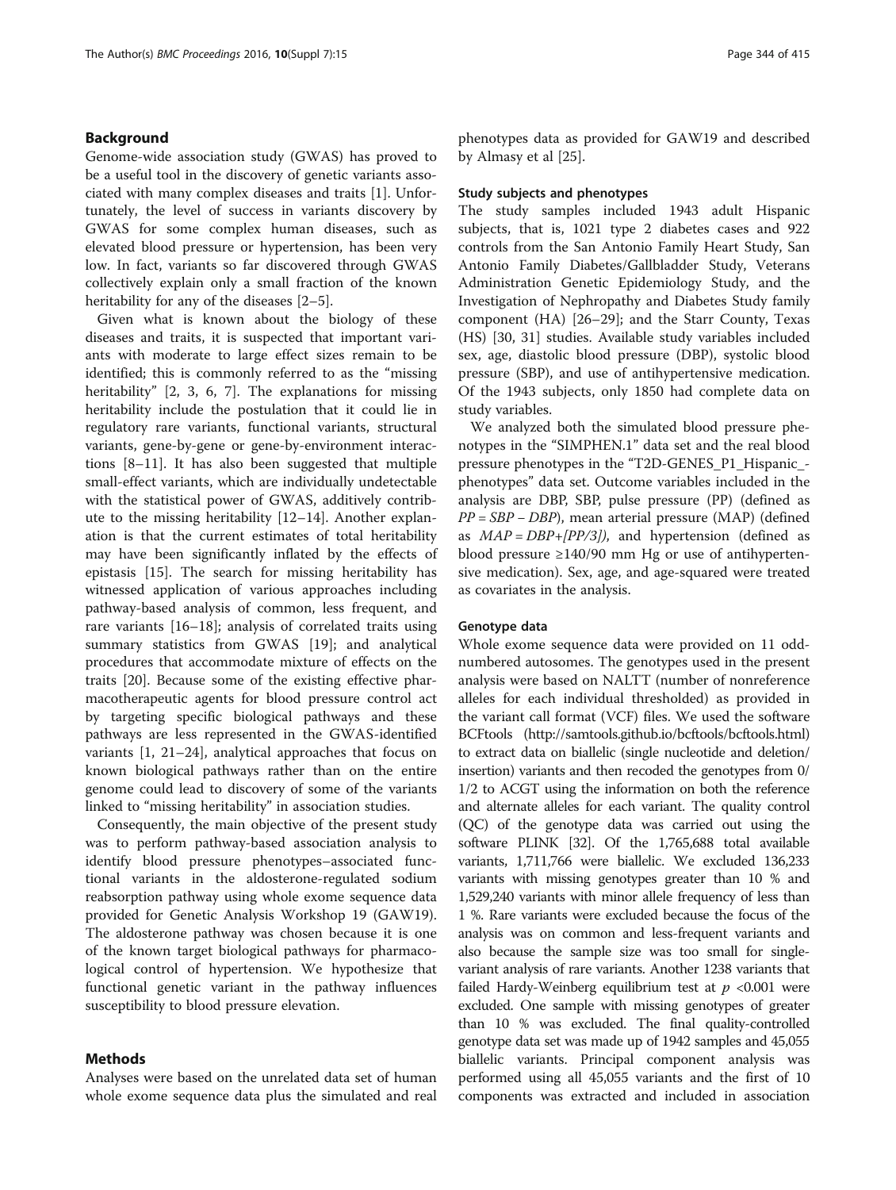## Background

Genome-wide association study (GWAS) has proved to be a useful tool in the discovery of genetic variants associated with many complex diseases and traits [1]. Unfortunately, the level of success in variants discovery by GWAS for some complex human diseases, such as elevated blood pressure or hypertension, has been very low. In fact, variants so far discovered through GWAS collectively explain only a small fraction of the known heritability for any of the diseases [2–5].

Given what is known about the biology of these diseases and traits, it is suspected that important variants with moderate to large effect sizes remain to be identified; this is commonly referred to as the "missing heritability" [2, 3, 6, 7]. The explanations for missing heritability include the postulation that it could lie in regulatory rare variants, functional variants, structural variants, gene-by-gene or gene-by-environment interactions [8–11]. It has also been suggested that multiple small-effect variants, which are individually undetectable with the statistical power of GWAS, additively contribute to the missing heritability [12–14]. Another explanation is that the current estimates of total heritability may have been significantly inflated by the effects of epistasis [15]. The search for missing heritability has witnessed application of various approaches including pathway-based analysis of common, less frequent, and rare variants [16–18]; analysis of correlated traits using summary statistics from GWAS [19]; and analytical procedures that accommodate mixture of effects on the traits [20]. Because some of the existing effective pharmacotherapeutic agents for blood pressure control act by targeting specific biological pathways and these pathways are less represented in the GWAS-identified variants [1, 21–24], analytical approaches that focus on known biological pathways rather than on the entire genome could lead to discovery of some of the variants linked to "missing heritability" in association studies.

Consequently, the main objective of the present study was to perform pathway-based association analysis to identify blood pressure phenotypes–associated functional variants in the aldosterone-regulated sodium reabsorption pathway using whole exome sequence data provided for Genetic Analysis Workshop 19 (GAW19). The aldosterone pathway was chosen because it is one of the known target biological pathways for pharmacological control of hypertension. We hypothesize that functional genetic variant in the pathway influences susceptibility to blood pressure elevation.

## Methods

Analyses were based on the unrelated data set of human whole exome sequence data plus the simulated and real phenotypes data as provided for GAW19 and described by Almasy et al [25].

### Study subjects and phenotypes

The study samples included 1943 adult Hispanic subjects, that is, 1021 type 2 diabetes cases and 922 controls from the San Antonio Family Heart Study, San Antonio Family Diabetes/Gallbladder Study, Veterans Administration Genetic Epidemiology Study, and the Investigation of Nephropathy and Diabetes Study family component (HA) [26–29]; and the Starr County, Texas (HS) [30, 31] studies. Available study variables included sex, age, diastolic blood pressure (DBP), systolic blood pressure (SBP), and use of antihypertensive medication. Of the 1943 subjects, only 1850 had complete data on study variables.

We analyzed both the simulated blood pressure phenotypes in the "SIMPHEN.1" data set and the real blood pressure phenotypes in the "T2D-GENES_P1_Hispanic_-phenotypes" data set. Outcome variables included in the analysis are DBP, SBP, pulse pressure (PP) (defined as $PP = SBP - DBP$), mean arterial pressure (MAP) (defined as $MAP = DBP + [PP/3]$), and hypertension (defined as blood pressure ≥140/90 mm Hg or use of antihypertensive medication). Sex, age, and age-squared were treated as covariates in the analysis.

### Genotype data

Whole exome sequence data were provided on 11 odd-numbered autosomes. The genotypes used in the present analysis were based on NALTT (number of nonreference alleles for each individual thresholded) as provided in the variant call format (VCF) files. We used the software BCFtools (http://samtools.github.io/bcftools/bcftools.html) to extract data on biallelic (single nucleotide and deletion/insertion) variants and then recoded the genotypes from 0/1/2 to ACGT using the information on both the reference and alternate alleles for each variant. The quality control (QC) of the genotype data was carried out using the software PLINK [32]. Of the 1,765,688 total available variants, 1,711,766 were biallelic. We excluded 136,233 variants with missing genotypes greater than 10 % and 1,529,240 variants with minor allele frequency of less than 1 %. Rare variants were excluded because the focus of the analysis was on common and less-frequent variants and also because the sample size was too small for single-variant analysis of rare variants. Another 1238 variants that failed Hardy-Weinberg equilibrium test at $p$ <0.001 were excluded. One sample with missing genotypes of greater than 10 % was excluded. The final quality-controlled genotype data set was made up of 1942 samples and 45,055 biallelic variants. Principal component analysis was performed using all 45,055 variants and the first of 10 components was extracted and included in association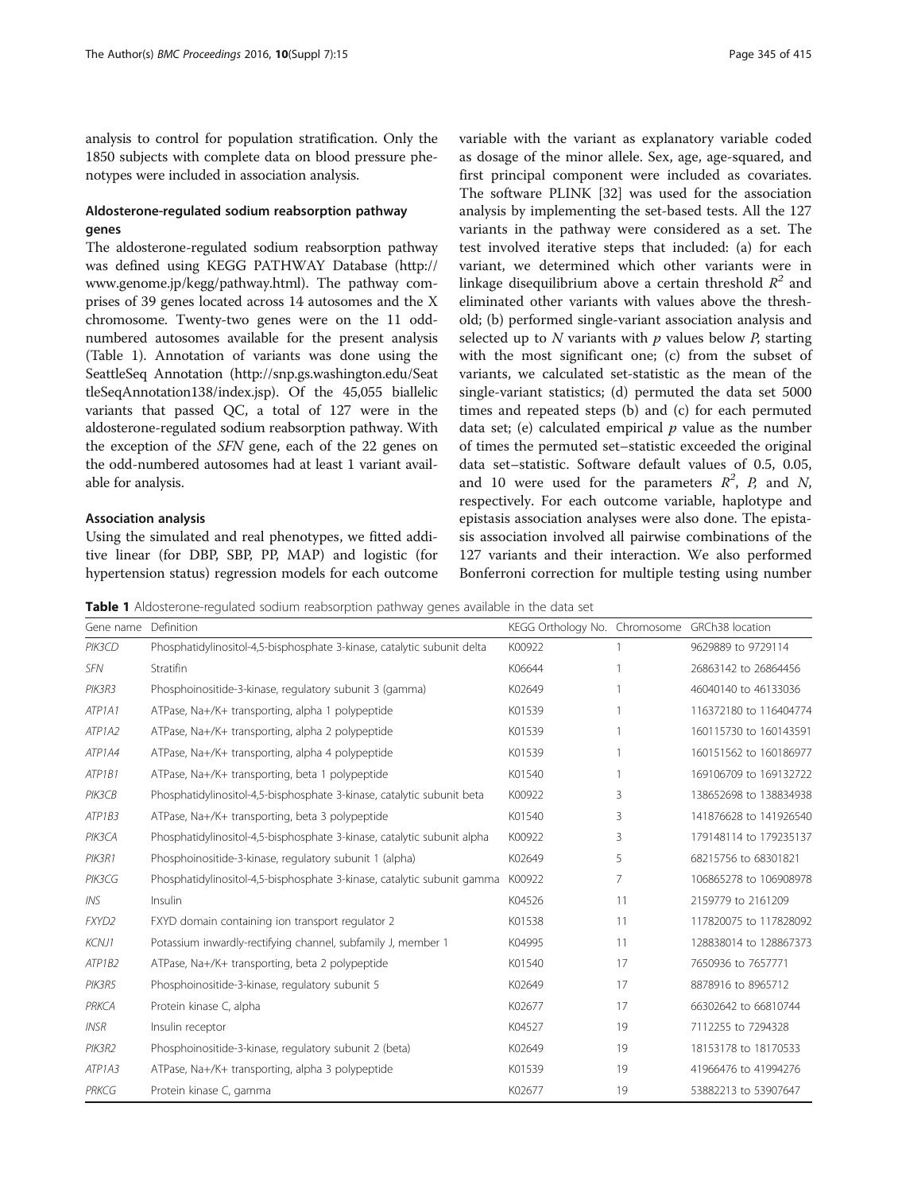analysis to control for population stratification. Only the 1850 subjects with complete data on blood pressure phenotypes were included in association analysis.

### Aldosterone-regulated sodium reabsorption pathway genes

The aldosterone-regulated sodium reabsorption pathway was defined using KEGG PATHWAY Database (http://www.genome.jp/kegg/pathway.html). The pathway comprises of 39 genes located across 14 autosomes and the X chromosome. Twenty-two genes were on the 11 odd-numbered autosomes available for the present analysis (Table 1). Annotation of variants was done using the SeattleSeq Annotation (http://snp.gs.washington.edu/SeattleSeqAnnotation138/index.jsp). Of the 45,055 biallelic variants that passed QC, a total of 127 were in the aldosterone-regulated sodium reabsorption pathway. With the exception of the *SFN* gene, each of the 22 genes on the odd-numbered autosomes had at least 1 variant available for analysis.

### Association analysis

Using the simulated and real phenotypes, we fitted additive linear (for DBP, SBP, PP, MAP) and logistic (for hypertension status) regression models for each outcome variable with the variant as explanatory variable coded as dosage of the minor allele. Sex, age, age-squared, and first principal component were included as covariates. The software PLINK [32] was used for the association analysis by implementing the set-based tests. All the 127 variants in the pathway were considered as a set. The test involved iterative steps that included: (a) for each variant, we determined which other variants were in linkage disequilibrium above a certain threshold $R^2$ and eliminated other variants with values above the threshold; (b) performed single-variant association analysis and selected up to $N$ variants with $p$ values below $P$, starting with the most significant one; (c) from the subset of variants, we calculated set-statistic as the mean of the single-variant statistics; (d) permuted the data set 5000 times and repeated steps (b) and (c) for each permuted data set; (e) calculated empirical $p$ value as the number of times the permuted set–statistic exceeded the original data set–statistic. Software default values of 0.5, 0.05, and 10 were used for the parameters $R^2$, $P$, and $N$, respectively. For each outcome variable, haplotype and epistasis association analyses were also done. The epistasis association involved all pairwise combinations of the 127 variants and their interaction. We also performed Bonferroni correction for multiple testing using number

**Table 1** Aldosterone-regulated sodium reabsorption pathway genes available in the data set

| Gene name | Definition | KEGG Orthology No. | Chromosome | GRCh38 location |
|---|---|---|---|---|
| *PIK3CD* | Phosphatidylinositol-4,5-bisphosphate 3-kinase, catalytic subunit delta | K00922 | 1 | 9629889 to 9729114 |
| *SFN* | Stratifin | K06644 | 1 | 26863142 to 26864456 |
| *PIK3R3* | Phosphoinositide-3-kinase, regulatory subunit 3 (gamma) | K02649 | 1 | 46040140 to 46133036 |
| *ATP1A1* | ATPase, Na+/K+ transporting, alpha 1 polypeptide | K01539 | 1 | 116372180 to 116404774 |
| *ATP1A2* | ATPase, Na+/K+ transporting, alpha 2 polypeptide | K01539 | 1 | 160115730 to 160143591 |
| *ATP1A4* | ATPase, Na+/K+ transporting, alpha 4 polypeptide | K01539 | 1 | 160151562 to 160186977 |
| *ATP1B1* | ATPase, Na+/K+ transporting, beta 1 polypeptide | K01540 | 1 | 169106709 to 169132722 |
| *PIK3CB* | Phosphatidylinositol-4,5-bisphosphate 3-kinase, catalytic subunit beta | K00922 | 3 | 138652698 to 138834938 |
| *ATP1B3* | ATPase, Na+/K+ transporting, beta 3 polypeptide | K01540 | 3 | 141876628 to 141926540 |
| *PIK3CA* | Phosphatidylinositol-4,5-bisphosphate 3-kinase, catalytic subunit alpha | K00922 | 3 | 179148114 to 179235137 |
| *PIK3R1* | Phosphoinositide-3-kinase, regulatory subunit 1 (alpha) | K02649 | 5 | 68215756 to 68301821 |
| *PIK3CG* | Phosphatidylinositol-4,5-bisphosphate 3-kinase, catalytic subunit gamma | K00922 | 7 | 106865278 to 106908978 |
| *INS* | Insulin | K04526 | 11 | 2159779 to 2161209 |
| *FXYD2* | FXYD domain containing ion transport regulator 2 | K01538 | 11 | 117820075 to 117828092 |
| *KCNJ1* | Potassium inwardly-rectifying channel, subfamily J, member 1 | K04995 | 11 | 128838014 to 128867373 |
| *ATP1B2* | ATPase, Na+/K+ transporting, beta 2 polypeptide | K01540 | 17 | 7650936 to 7657771 |
| *PIK3R5* | Phosphoinositide-3-kinase, regulatory subunit 5 | K02649 | 17 | 8878916 to 8965712 |
| *PRKCA* | Protein kinase C, alpha | K02677 | 17 | 66302642 to 66810744 |
| *INSR* | Insulin receptor | K04527 | 19 | 7112255 to 7294328 |
| *PIK3R2* | Phosphoinositide-3-kinase, regulatory subunit 2 (beta) | K02649 | 19 | 18153178 to 18170533 |
| *ATP1A3* | ATPase, Na+/K+ transporting, alpha 3 polypeptide | K01539 | 19 | 41966476 to 41994276 |
| *PRKCG* | Protein kinase C, gamma | K02677 | 19 | 53882213 to 53907647 |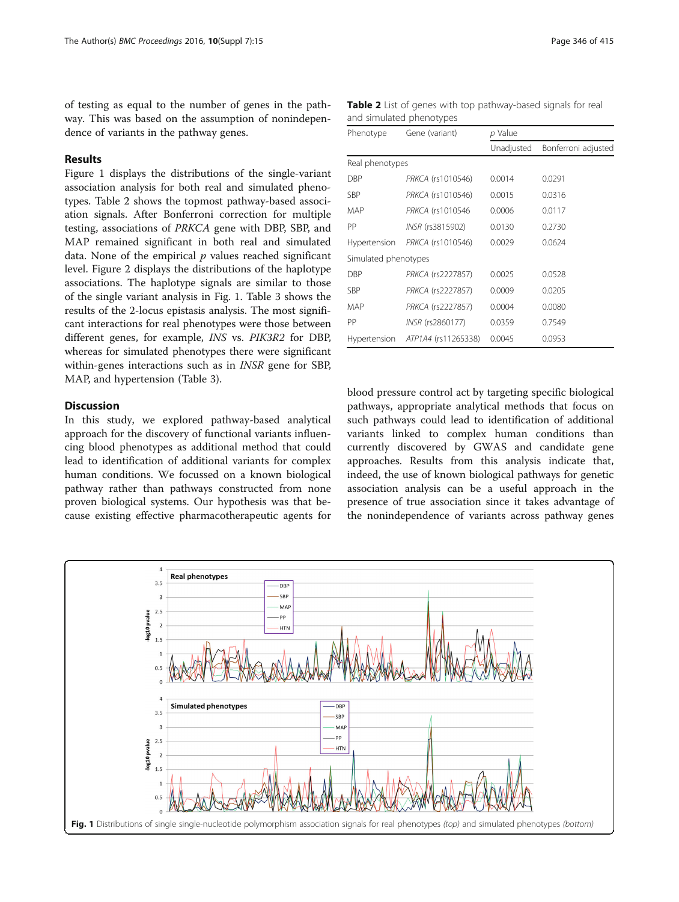of testing as equal to the number of genes in the pathway. This was based on the assumption of nonindependence of variants in the pathway genes.

## Results

Figure 1 displays the distributions of the single-variant association analysis for both real and simulated phenotypes. Table 2 shows the topmost pathway-based association signals. After Bonferroni correction for multiple testing, associations of *PRKCA* gene with DBP, SBP, and MAP remained significant in both real and simulated data. None of the empirical $p$ values reached significant level. Figure 2 displays the distributions of the haplotype associations. The haplotype signals are similar to those of the single variant analysis in Fig. 1. Table 3 shows the results of the 2-locus epistasis analysis. The most significant interactions for real phenotypes were those between different genes, for example, *INS* vs. *PIK3R2* for DBP, whereas for simulated phenotypes there were significant within-genes interactions such as in *INSR* gene for SBP, MAP, and hypertension (Table 3).

**Table 2** List of genes with top pathway-based signals for real and simulated phenotypes

| Phenotype | Gene (variant) | $p$ Value | |
|---|---|---|---|
| | | Unadjusted | Bonferroni adjusted |
| Real phenotypes | | | |
| DBP | *PRKCA* (rs1010546) | 0.0014 | 0.0291 |
| SBP | *PRKCA* (rs1010546) | 0.0015 | 0.0316 |
| MAP | *PRKCA* (rs1010546 | 0.0006 | 0.0117 |
| PP | *INSR* (rs3815902) | 0.0130 | 0.2730 |
| Hypertension | *PRKCA* (rs1010546) | 0.0029 | 0.0624 |
| Simulated phenotypes | | | |
| DBP | *PRKCA* (rs2227857) | 0.0025 | 0.0528 |
| SBP | *PRKCA* (rs2227857) | 0.0009 | 0.0205 |
| MAP | *PRKCA* (rs2227857) | 0.0004 | 0.0080 |
| PP | *INSR* (rs2860177) | 0.0359 | 0.7549 |
| Hypertension | *ATP1A4* (rs11265338) | 0.0045 | 0.0953 |

## Discussion

In this study, we explored pathway-based analytical approach for the discovery of functional variants influencing blood phenotypes as additional method that could lead to identification of additional variants for complex human conditions. We focussed on a known biological pathway rather than pathways constructed from none proven biological systems. Our hypothesis was that because existing effective pharmacotherapeutic agents for blood pressure control act by targeting specific biological pathways, appropriate analytical methods that focus on such pathways could lead to identification of additional variants linked to complex human conditions than currently discovered by GWAS and candidate gene approaches. Results from this analysis indicate that, indeed, the use of known biological pathways for genetic association analysis can be a useful approach in the presence of true association since it takes advantage of the nonindependence of variants across pathway genes

**Fig. 1** Distributions of single single-nucleotide polymorphism association signals for real phenotypes *(top)* and simulated phenotypes *(bottom)*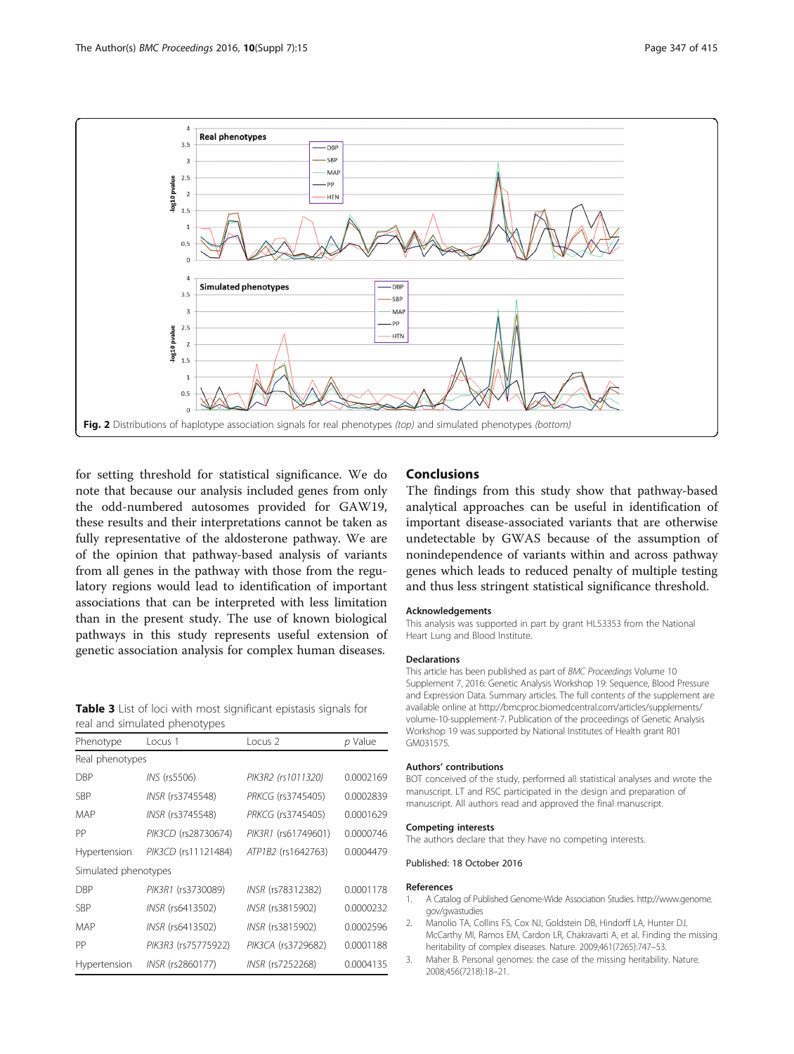Fig. 2 Distributions of haplotype association signals for real phenotypes *(top)* and simulated phenotypes *(bottom)*

for setting threshold for statistical significance. We do note that because our analysis included genes from only the odd-numbered autosomes provided for GAW19, these results and their interpretations cannot be taken as fully representative of the aldosterone pathway. We are of the opinion that pathway-based analysis of variants from all genes in the pathway with those from the regulatory regions would lead to identification of important associations that can be interpreted with less limitation than in the present study. The use of known biological pathways in this study represents useful extension of genetic association analysis for complex human diseases.

**Table 3** List of loci with most significant epistasis signals for real and simulated phenotypes

| Phenotype | Locus 1 | Locus 2 | *p* Value |
|---|---|---|---|
| Real phenotypes | | | |
| DBP | *INS* (rs5506) | *PIK3R2 (rs1011320)* | 0.0002169 |
| SBP | *INSR* (rs3745548) | *PRKCG* (rs3745405) | 0.0002839 |
| MAP | *INSR* (rs3745548) | *PRKCG* (rs3745405) | 0.0001629 |
| PP | *PIK3CD* (rs28730674) | *PIK3R1* (rs61749601) | 0.0000746 |
| Hypertension | *PIK3CD* (rs11121484) | *ATP1B2* (rs1642763) | 0.0004479 |
| Simulated phenotypes | | | |
| DBP | *PIK3R1* (rs3730089) | *INSR* (rs78312382) | 0.0001178 |
| SBP | *INSR* (rs6413502) | *INSR* (rs3815902) | 0.0000232 |
| MAP | *INSR* (rs6413502) | *INSR* (rs3815902) | 0.0002596 |
| PP | *PIK3R3* (rs75775922) | *PIK3CA* (rs3729682) | 0.0001188 |
| Hypertension | *INSR* (rs2860177) | *INSR* (rs7252268) | 0.0004135 |

## Conclusions

The findings from this study show that pathway-based analytical approaches can be useful in identification of important disease-associated variants that are otherwise undetectable by GWAS because of the assumption of nonindependence of variants within and across pathway genes which leads to reduced penalty of multiple testing and thus less stringent statistical significance threshold.

### Acknowledgements

This analysis was supported in part by grant HL53353 from the National Heart Lung and Blood Institute.

### Declarations

This article has been published as part of *BMC Proceedings* Volume 10 Supplement 7, 2016: Genetic Analysis Workshop 19: Sequence, Blood Pressure and Expression Data. Summary articles. The full contents of the supplement are available online at http://bmcproc.biomedcentral.com/articles/supplements/volume-10-supplement-7. Publication of the proceedings of Genetic Analysis Workshop 19 was supported by National Institutes of Health grant R01 GM031575.

### Authors' contributions

BOT conceived of the study, performed all statistical analyses and wrote the manuscript. LT and RSC participated in the design and preparation of manuscript. All authors read and approved the final manuscript.

### Competing interests

The authors declare that they have no competing interests.

Published: 18 October 2016

### References

1. A Catalog of Published Genome-Wide Association Studies. http://www.genome.gov/gwastudies
2. Manolio TA, Collins FS, Cox NJ, Goldstein DB, Hindorff LA, Hunter DJ, McCarthy MI, Ramos EM, Cardon LR, Chakravarti A, et al. Finding the missing heritability of complex diseases. Nature. 2009;461(7265):747–53.
3. Maher B. Personal genomes: the case of the missing heritability. Nature. 2008;456(7218):18–21.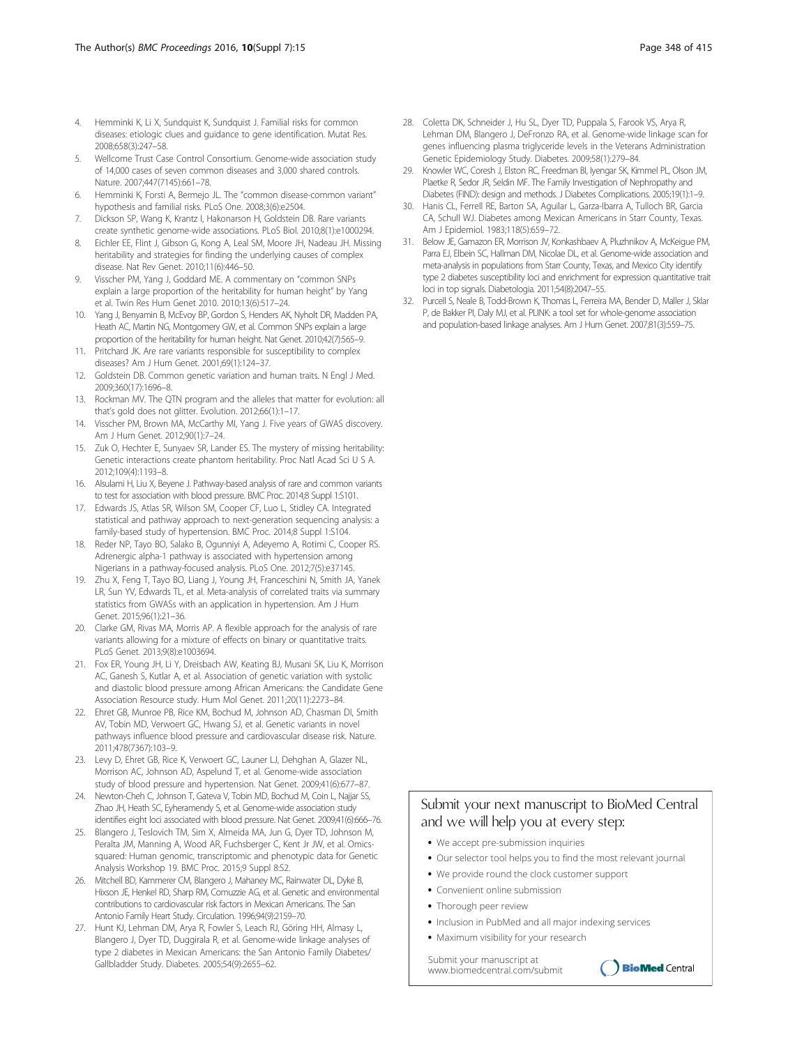4. Hemminki K, Li X, Sundquist K, Sundquist J. Familial risks for common diseases: etiologic clues and guidance to gene identification. Mutat Res. 2008;658(3):247–58.
5. Wellcome Trust Case Control Consortium. Genome-wide association study of 14,000 cases of seven common diseases and 3,000 shared controls. Nature. 2007;447(7145):661–78.
6. Hemminki K, Forsti A, Bermejo JL. The "common disease-common variant" hypothesis and familial risks. PLoS One. 2008;3(6):e2504.
7. Dickson SP, Wang K, Krantz I, Hakonarson H, Goldstein DB. Rare variants create synthetic genome-wide associations. PLoS Biol. 2010;8(1):e1000294.
8. Eichler EE, Flint J, Gibson G, Kong A, Leal SM, Moore JH, Nadeau JH. Missing heritability and strategies for finding the underlying causes of complex disease. Nat Rev Genet. 2010;11(6):446–50.
9. Visscher PM, Yang J, Goddard ME. A commentary on "common SNPs explain a large proportion of the heritability for human height" by Yang et al. Twin Res Hum Genet 2010. 2010;13(6):517–24.
10. Yang J, Benyamin B, McEvoy BP, Gordon S, Henders AK, Nyholt DR, Madden PA, Heath AC, Martin NG, Montgomery GW, et al. Common SNPs explain a large proportion of the heritability for human height. Nat Genet. 2010;42(7):565–9.
11. Pritchard JK. Are rare variants responsible for susceptibility to complex diseases? Am J Hum Genet. 2001;69(1):124–37.
12. Goldstein DB. Common genetic variation and human traits. N Engl J Med. 2009;360(17):1696–8.
13. Rockman MV. The QTN program and the alleles that matter for evolution: all that's gold does not glitter. Evolution. 2012;66(1):1–17.
14. Visscher PM, Brown MA, McCarthy MI, Yang J. Five years of GWAS discovery. Am J Hum Genet. 2012;90(1):7–24.
15. Zuk O, Hechter E, Sunyaev SR, Lander ES. The mystery of missing heritability: Genetic interactions create phantom heritability. Proc Natl Acad Sci U S A. 2012;109(4):1193–8.
16. Alsulami H, Liu X, Beyene J. Pathway-based analysis of rare and common variants to test for association with blood pressure. BMC Proc. 2014;8 Suppl 1:S101.
17. Edwards JS, Atlas SR, Wilson SM, Cooper CF, Luo L, Stidley CA. Integrated statistical and pathway approach to next-generation sequencing analysis: a family-based study of hypertension. BMC Proc. 2014;8 Suppl 1:S104.
18. Reder NP, Tayo BO, Salako B, Ogunniyi A, Adeyemo A, Rotimi C, Cooper RS. Adrenergic alpha-1 pathway is associated with hypertension among Nigerians in a pathway-focused analysis. PLoS One. 2012;7(5):e37145.
19. Zhu X, Feng T, Tayo BO, Liang J, Young JH, Franceschini N, Smith JA, Yanek LR, Sun YV, Edwards TL, et al. Meta-analysis of correlated traits via summary statistics from GWASs with an application in hypertension. Am J Hum Genet. 2015;96(1):21–36.
20. Clarke GM, Rivas MA, Morris AP. A flexible approach for the analysis of rare variants allowing for a mixture of effects on binary or quantitative traits. PLoS Genet. 2013;9(8):e1003694.
21. Fox ER, Young JH, Li Y, Dreisbach AW, Keating BJ, Musani SK, Liu K, Morrison AC, Ganesh S, Kutlar A, et al. Association of genetic variation with systolic and diastolic blood pressure among African Americans: the Candidate Gene Association Resource study. Hum Mol Genet. 2011;20(11):2273–84.
22. Ehret GB, Munroe PB, Rice KM, Bochud M, Johnson AD, Chasman DI, Smith AV, Tobin MD, Verwoert GC, Hwang SJ, et al. Genetic variants in novel pathways influence blood pressure and cardiovascular disease risk. Nature. 2011;478(7367):103–9.
23. Levy D, Ehret GB, Rice K, Verwoert GC, Launer LJ, Dehghan A, Glazer NL, Morrison AC, Johnson AD, Aspelund T, et al. Genome-wide association study of blood pressure and hypertension. Nat Genet. 2009;41(6):677–87.
24. Newton-Cheh C, Johnson T, Gateva V, Tobin MD, Bochud M, Coin L, Najjar SS, Zhao JH, Heath SC, Eyheramendy S, et al. Genome-wide association study identifies eight loci associated with blood pressure. Nat Genet. 2009;41(6):666–76.
25. Blangero J, Teslovich TM, Sim X, Almeida MA, Jun G, Dyer TD, Johnson M, Peralta JM, Manning A, Wood AR, Fuchsberger C, Kent Jr JW, et al. Omics-squared: Human genomic, transcriptomic and phenotypic data for Genetic Analysis Workshop 19. BMC Proc. 2015;9 Suppl 8:S2.
26. Mitchell BD, Kammerer CM, Blangero J, Mahaney MC, Rainwater DL, Dyke B, Hixson JE, Henkel RD, Sharp RM, Comuzzie AG, et al. Genetic and environmental contributions to cardiovascular risk factors in Mexican Americans. The San Antonio Family Heart Study. Circulation. 1996;94(9):2159–70.
27. Hunt KJ, Lehman DM, Arya R, Fowler S, Leach RJ, Göring HH, Almasy L, Blangero J, Dyer TD, Duggirala R, et al. Genome-wide linkage analyses of type 2 diabetes in Mexican Americans: the San Antonio Family Diabetes/Gallbladder Study. Diabetes. 2005;54(9):2655–62.
28. Coletta DK, Schneider J, Hu SL, Dyer TD, Puppala S, Farook VS, Arya R, Lehman DM, Blangero J, DeFronzo RA, et al. Genome-wide linkage scan for genes influencing plasma triglyceride levels in the Veterans Administration Genetic Epidemiology Study. Diabetes. 2009;58(1):279–84.
29. Knowler WC, Coresh J, Elston RC, Freedman BI, Iyengar SK, Kimmel PL, Olson JM, Plaetke R, Sedor JR, Seldin MF. The Family Investigation of Nephropathy and Diabetes (FIND): design and methods. J Diabetes Complications. 2005;19(1):1–9.
30. Hanis CL, Ferrell RE, Barton SA, Aguilar L, Garza-Ibarra A, Tulloch BR, Garcia CA, Schull WJ. Diabetes among Mexican Americans in Starr County, Texas. Am J Epidemiol. 1983;118(5):659–72.
31. Below JE, Gamazon ER, Morrison JV, Konkashbaev A, Pluzhnikov A, McKeigue PM, Parra EJ, Elbein SC, Hallman DM, Nicolae DL, et al. Genome-wide association and meta-analysis in populations from Starr County, Texas, and Mexico City identify type 2 diabetes susceptibility loci and enrichment for expression quantitative trait loci in top signals. Diabetologia. 2011;54(8):2047–55.
32. Purcell S, Neale B, Todd-Brown K, Thomas L, Ferreira MA, Bender D, Maller J, Sklar P, de Bakker PI, Daly MJ, et al. PLINK: a tool set for whole-genome association and population-based linkage analyses. Am J Hum Genet. 2007;81(3):559–75.

Submit your next manuscript to BioMed Central and we will help you at every step:

- We accept pre-submission inquiries
- Our selector tool helps you to find the most relevant journal
- We provide round the clock customer support
- Convenient online submission
- Thorough peer review
- Inclusion in PubMed and all major indexing services
- Maximum visibility for your research

Submit your manuscript at
www.biomedcentral.com/submit

BioMed Central